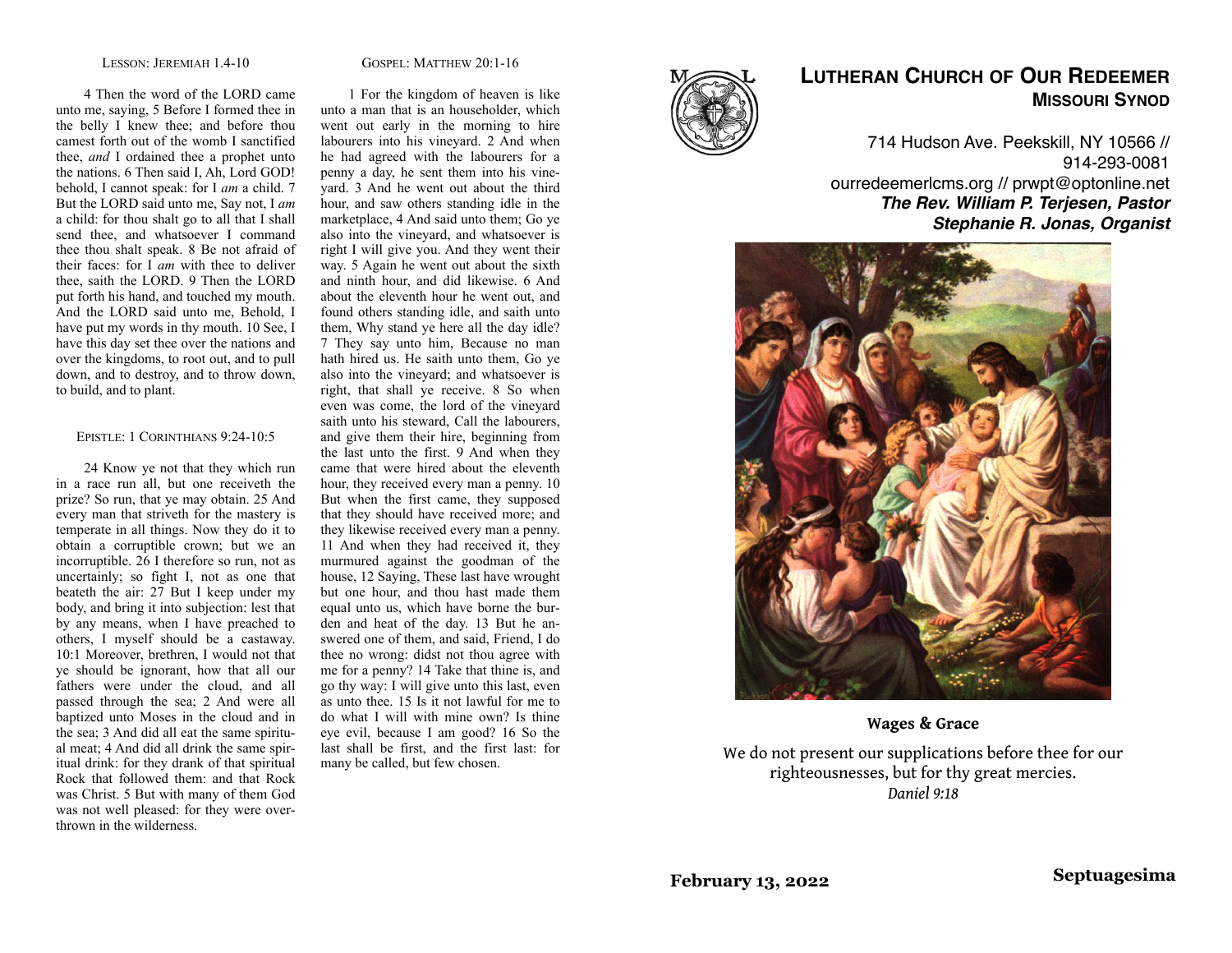### Lesson: Jeremiah 1.4-10

4 Then the word of the LORD came unto me, saying, 5 Before I formed thee in the belly I knew thee; and before thou camest forth out of the womb I sanctified thee, *and* I ordained thee a prophet unto the nations. 6 Then said I, Ah, Lord GOD! behold, I cannot speak: for I *am* a child. 7 But the LORD said unto me, Say not, I *am* a child: for thou shalt go to all that I shall send thee, and whatsoever I command thee thou shalt speak. 8 Be not afraid of their faces: for I *am* with thee to deliver thee, saith the LORD. 9 Then the LORD put forth his hand, and touched my mouth. And the LORD said unto me, Behold, I have put my words in thy mouth. 10 See, I have this day set thee over the nations and over the kingdoms, to root out, and to pull down, and to destroy, and to throw down, to build, and to plant.

### Epistle: 1 Corinthians 9:24-10:5

24 Know ye not that they which run in a race run all, but one receiveth the prize? So run, that ye may obtain. 25 And every man that striveth for the mastery is temperate in all things. Now they do it to obtain a corruptible crown; but we an incorruptible. 26 I therefore so run, not as uncertainly; so fight I, not as one that beateth the air: 27 But I keep under my body, and bring it into subjection: lest that by any means, when I have preached to others, I myself should be a castaway. 10:1 Moreover, brethren, I would not that ye should be ignorant, how that all our fathers were under the cloud, and all passed through the sea; 2 And were all baptized unto Moses in the cloud and in the sea; 3 And did all eat the same spiritual meat; 4 And did all drink the same spiritual drink: for they drank of that spiritual Rock that followed them: and that Rock was Christ. 5 But with many of them God was not well pleased: for they were overthrown in the wilderness.

### Gospel: Matthew 20:1-16

1 For the kingdom of heaven is like unto a man that is an householder, which went out early in the morning to hire labourers into his vineyard. 2 And when he had agreed with the labourers for a penny a day, he sent them into his vineyard. 3 And he went out about the third hour, and saw others standing idle in the marketplace, 4 And said unto them; Go ye also into the vineyard, and whatsoever is right I will give you. And they went their way. 5 Again he went out about the sixth and ninth hour, and did likewise. 6 And about the eleventh hour he went out, and found others standing idle, and saith unto them, Why stand ye here all the day idle? 7 They say unto him, Because no man hath hired us. He saith unto them, Go ye also into the vineyard; and whatsoever is right, that shall ye receive. 8 So when even was come, the lord of the vineyard saith unto his steward, Call the labourers, and give them their hire, beginning from the last unto the first. 9 And when they came that were hired about the eleventh hour, they received every man a penny. 10 But when the first came, they supposed that they should have received more; and they likewise received every man a penny. 11 And when they had received it, they murmured against the goodman of the house, 12 Saying, These last have wrought but one hour, and thou hast made them equal unto us, which have borne the burden and heat of the day. 13 But he answered one of them, and said, Friend, I do thee no wrong: didst not thou agree with me for a penny? 14 Take that thine is, and go thy way: I will give unto this last, even as unto thee. 15 Is it not lawful for me to do what I will with mine own? Is thine eye evil, because I am good? 16 So the last shall be first, and the first last: for many be called, but few chosen.

# Lutheran Church of Our Redeemer
## Missouri Synod

714 Hudson Ave. Peekskill, NY 10566 // 914-293-0081
ourredeemerlcms.org // prwpt@optonline.net
***The Rev. William P. Terjesen, Pastor***
***Stephanie R. Jonas, Organist***

**Wages & Grace**

We do not present our supplications before thee for our righteousnesses, but for thy great mercies.
*Daniel 9:18*

**February 13, 2022**

**Septuagesima**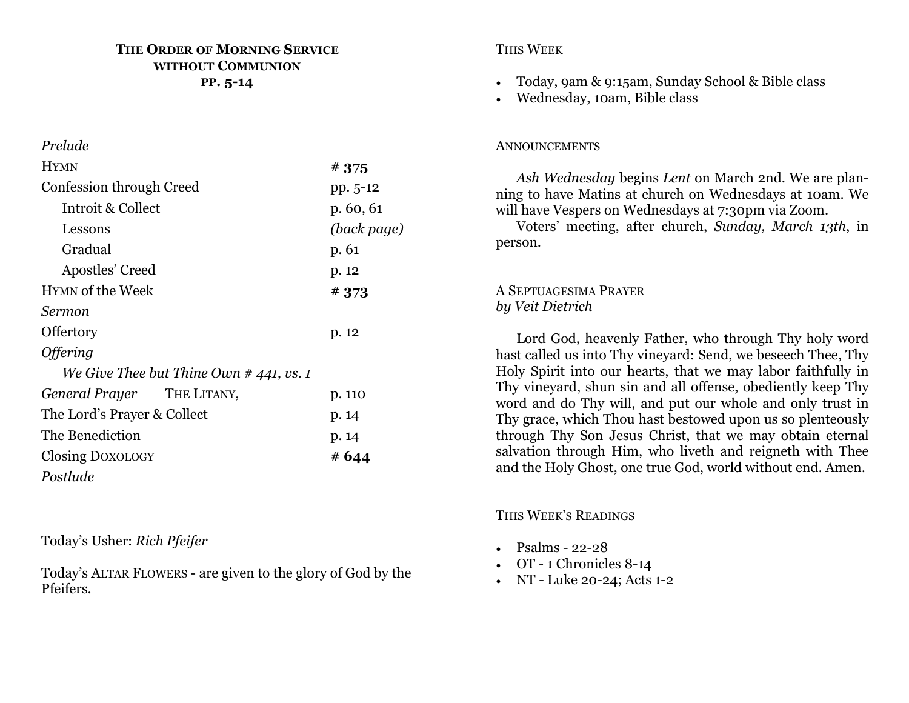### The Order of Morning Service without Communion pp. 5-14

| | |
|---|---|
| *Prelude* | |
| Hymn | **# 375** |
| Confession through Creed | pp. 5-12 |
| Introit & Collect | p. 60, 61 |
| Lessons | *(back page)* |
| Gradual | p. 61 |
| Apostles' Creed | p. 12 |
| Hymn of the Week | **# 373** |
| *Sermon* | |
| Offertory | p. 12 |
| *Offering* | |
| *We Give Thee but Thine Own # 441, vs. 1* | |
| *General Prayer* The Litany, | p. 110 |
| The Lord's Prayer & Collect | p. 14 |
| The Benediction | p. 14 |
| Closing Doxology | **# 644** |
| *Postlude* | |

Today's Usher: *Rich Pfeifer*

Today's Altar Flowers - are given to the glory of God by the Pfeifers.

### This Week

- Today, 9am & 9:15am, Sunday School & Bible class
- Wednesday, 10am, Bible class

### Announcements

*Ash Wednesday* begins *Lent* on March 2nd. We are planning to have Matins at church on Wednesdays at 10am. We will have Vespers on Wednesdays at 7:30pm via Zoom.

Voters' meeting, after church, *Sunday, March 13th*, in person.

### A Septuagesima Prayer
*by Veit Dietrich*

Lord God, heavenly Father, who through Thy holy word hast called us into Thy vineyard: Send, we beseech Thee, Thy Holy Spirit into our hearts, that we may labor faithfully in Thy vineyard, shun sin and all offense, obediently keep Thy word and do Thy will, and put our whole and only trust in Thy grace, which Thou hast bestowed upon us so plenteously through Thy Son Jesus Christ, that we may obtain eternal salvation through Him, who liveth and reigneth with Thee and the Holy Ghost, one true God, world without end. Amen.

### This Week's Readings

- Psalms - 22-28
- OT - 1 Chronicles 8-14
- NT - Luke 20-24; Acts 1-2